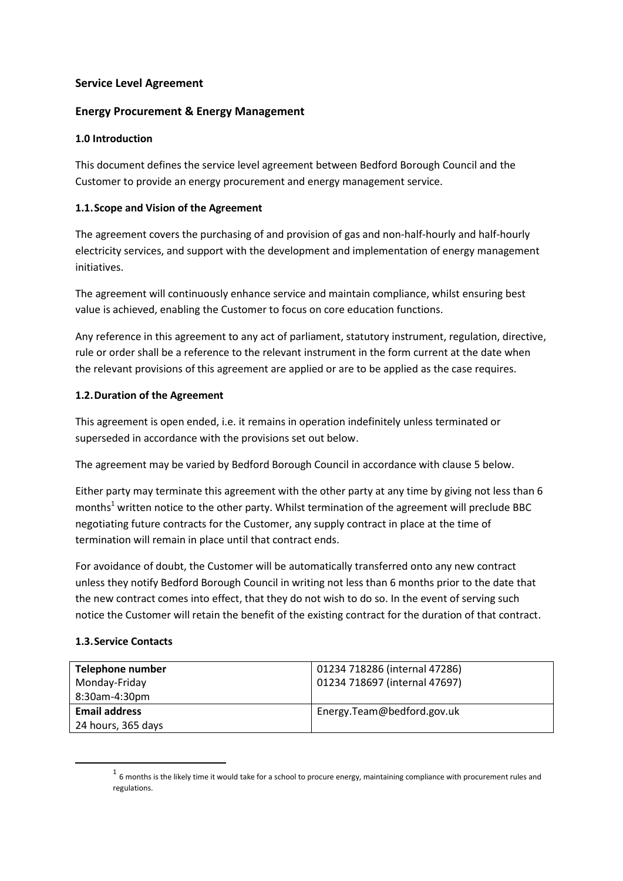## Service Level Agreement

## Energy Procurement & Energy Management

### 1.0 Introduction

This document defines the service level agreement between Bedford Borough Council and the Customer to provide an energy procurement and energy management service.

### 1.1. Scope and Vision of the Agreement

The agreement covers the purchasing of and provision of gas and non-half-hourly and half-hourly electricity services, and support with the development and implementation of energy management initiatives.

The agreement will continuously enhance service and maintain compliance, whilst ensuring best value is achieved, enabling the Customer to focus on core education functions.

Any reference in this agreement to any act of parliament, statutory instrument, regulation, directive, rule or order shall be a reference to the relevant instrument in the form current at the date when the relevant provisions of this agreement are applied or are to be applied as the case requires.

### 1.2. Duration of the Agreement

This agreement is open ended, i.e. it remains in operation indefinitely unless terminated or superseded in accordance with the provisions set out below.

The agreement may be varied by Bedford Borough Council in accordance with clause 5 below.

Either party may terminate this agreement with the other party at any time by giving not less than 6 months[1] written notice to the other party. Whilst termination of the agreement will preclude BBC negotiating future contracts for the Customer, any supply contract in place at the time of termination will remain in place until that contract ends.

For avoidance of doubt, the Customer will be automatically transferred onto any new contract unless they notify Bedford Borough Council in writing not less than 6 months prior to the date that the new contract comes into effect, that they do not wish to do so. In the event of serving such notice the Customer will retain the benefit of the existing contract for the duration of that contract.

### 1.3. Service Contacts

| | |
|---|---|
| **Telephone number**<br>Monday-Friday<br>8:30am-4:30pm | 01234 718286 (internal 47286)<br>01234 718697 (internal 47697) |
| **Email address**<br>24 hours, 365 days | Energy.Team@bedford.gov.uk |

[1] 6 months is the likely time it would take for a school to procure energy, maintaining compliance with procurement rules and regulations.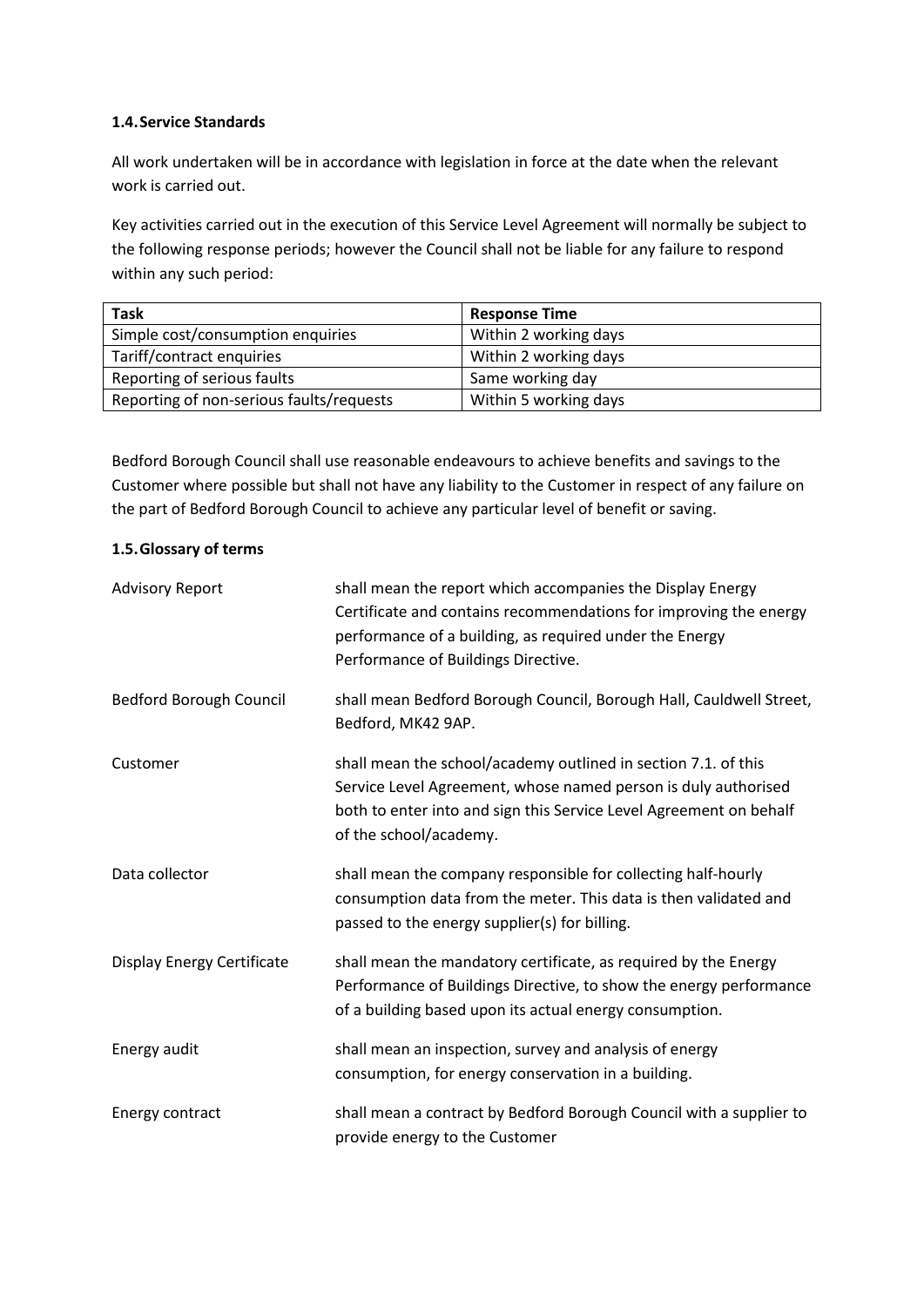### 1.4. Service Standards

All work undertaken will be in accordance with legislation in force at the date when the relevant work is carried out.

Key activities carried out in the execution of this Service Level Agreement will normally be subject to the following response periods; however the Council shall not be liable for any failure to respond within any such period:

| Task | Response Time |
|---|---|
| Simple cost/consumption enquiries | Within 2 working days |
| Tariff/contract enquiries | Within 2 working days |
| Reporting of serious faults | Same working day |
| Reporting of non-serious faults/requests | Within 5 working days |

Bedford Borough Council shall use reasonable endeavours to achieve benefits and savings to the Customer where possible but shall not have any liability to the Customer in respect of any failure on the part of Bedford Borough Council to achieve any particular level of benefit or saving.

### 1.5. Glossary of terms

| | |
|---|---|
| Advisory Report | shall mean the report which accompanies the Display Energy Certificate and contains recommendations for improving the energy performance of a building, as required under the Energy Performance of Buildings Directive. |
| Bedford Borough Council | shall mean Bedford Borough Council, Borough Hall, Cauldwell Street, Bedford, MK42 9AP. |
| Customer | shall mean the school/academy outlined in section 7.1. of this Service Level Agreement, whose named person is duly authorised both to enter into and sign this Service Level Agreement on behalf of the school/academy. |
| Data collector | shall mean the company responsible for collecting half-hourly consumption data from the meter. This data is then validated and passed to the energy supplier(s) for billing. |
| Display Energy Certificate | shall mean the mandatory certificate, as required by the Energy Performance of Buildings Directive, to show the energy performance of a building based upon its actual energy consumption. |
| Energy audit | shall mean an inspection, survey and analysis of energy consumption, for energy conservation in a building. |
| Energy contract | shall mean a contract by Bedford Borough Council with a supplier to provide energy to the Customer |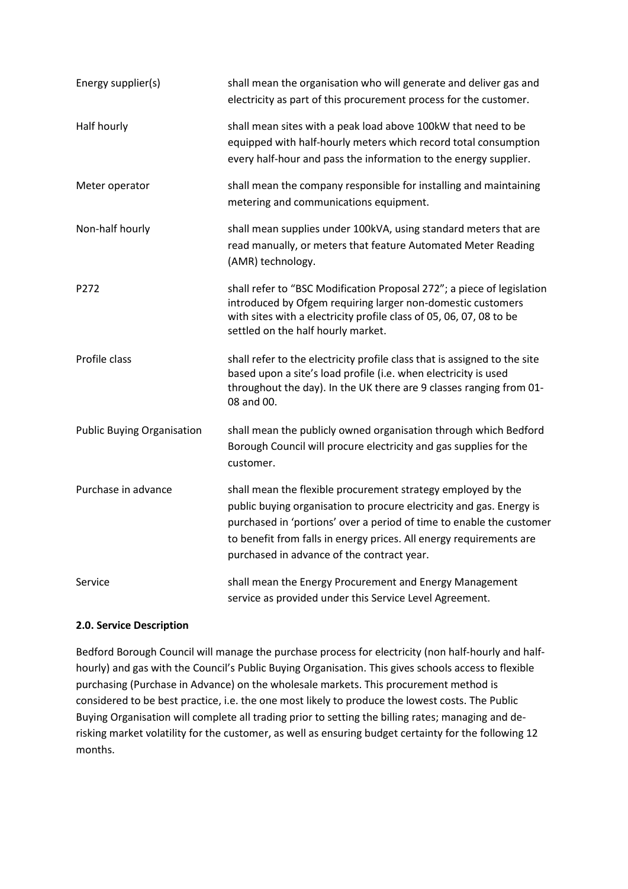| | |
|---|---|
| Energy supplier(s) | shall mean the organisation who will generate and deliver gas and electricity as part of this procurement process for the customer. |
| Half hourly | shall mean sites with a peak load above 100kW that need to be equipped with half-hourly meters which record total consumption every half-hour and pass the information to the energy supplier. |
| Meter operator | shall mean the company responsible for installing and maintaining metering and communications equipment. |
| Non-half hourly | shall mean supplies under 100kVA, using standard meters that are read manually, or meters that feature Automated Meter Reading (AMR) technology. |
| P272 | shall refer to "BSC Modification Proposal 272"; a piece of legislation introduced by Ofgem requiring larger non-domestic customers with sites with a electricity profile class of 05, 06, 07, 08 to be settled on the half hourly market. |
| Profile class | shall refer to the electricity profile class that is assigned to the site based upon a site's load profile (i.e. when electricity is used throughout the day). In the UK there are 9 classes ranging from 01-08 and 00. |
| Public Buying Organisation | shall mean the publicly owned organisation through which Bedford Borough Council will procure electricity and gas supplies for the customer. |
| Purchase in advance | shall mean the flexible procurement strategy employed by the public buying organisation to procure electricity and gas. Energy is purchased in 'portions' over a period of time to enable the customer to benefit from falls in energy prices. All energy requirements are purchased in advance of the contract year. |
| Service | shall mean the Energy Procurement and Energy Management service as provided under this Service Level Agreement. |

**2.0. Service Description**

Bedford Borough Council will manage the purchase process for electricity (non half-hourly and half-hourly) and gas with the Council's Public Buying Organisation. This gives schools access to flexible purchasing (Purchase in Advance) on the wholesale markets. This procurement method is considered to be best practice, i.e. the one most likely to produce the lowest costs. The Public Buying Organisation will complete all trading prior to setting the billing rates; managing and de-risking market volatility for the customer, as well as ensuring budget certainty for the following 12 months.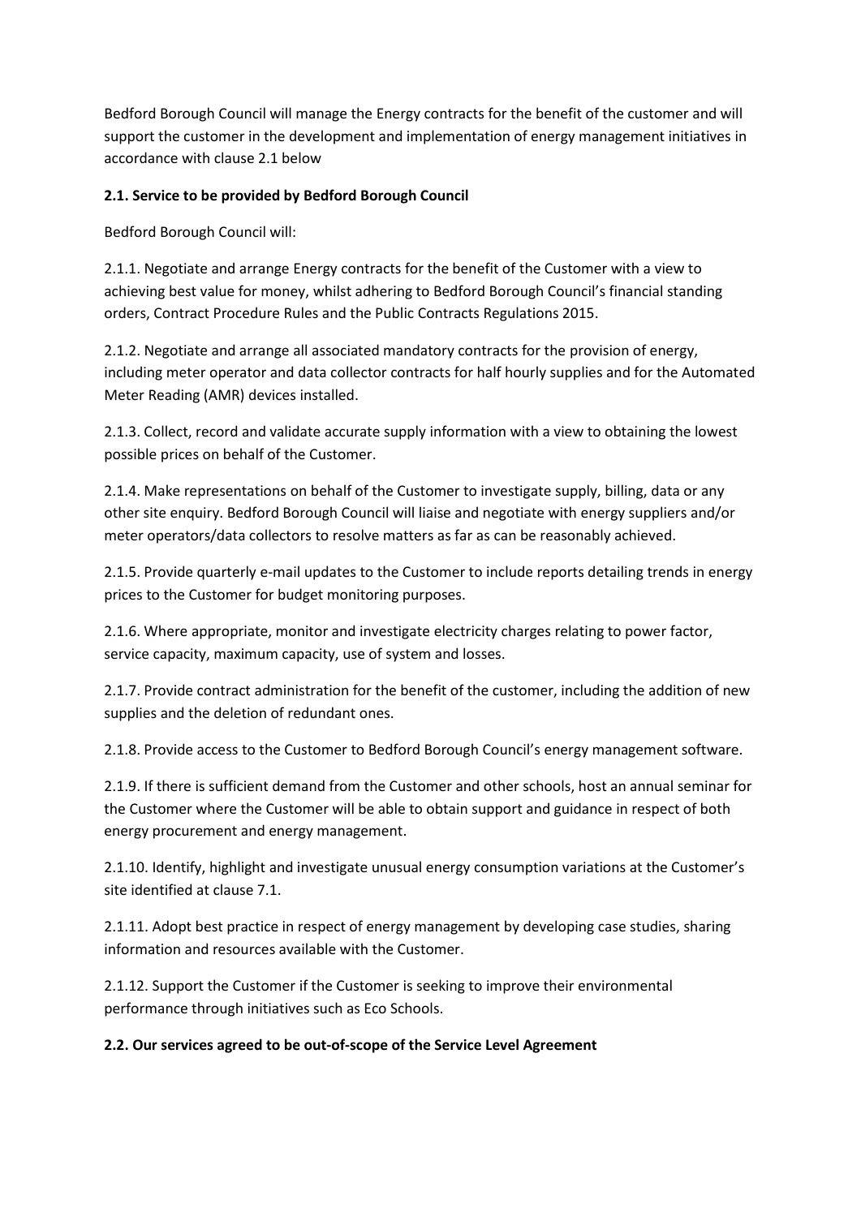Bedford Borough Council will manage the Energy contracts for the benefit of the customer and will support the customer in the development and implementation of energy management initiatives in accordance with clause 2.1 below

**2.1. Service to be provided by Bedford Borough Council**

Bedford Borough Council will:

2.1.1. Negotiate and arrange Energy contracts for the benefit of the Customer with a view to achieving best value for money, whilst adhering to Bedford Borough Council's financial standing orders, Contract Procedure Rules and the Public Contracts Regulations 2015.

2.1.2. Negotiate and arrange all associated mandatory contracts for the provision of energy, including meter operator and data collector contracts for half hourly supplies and for the Automated Meter Reading (AMR) devices installed.

2.1.3. Collect, record and validate accurate supply information with a view to obtaining the lowest possible prices on behalf of the Customer.

2.1.4. Make representations on behalf of the Customer to investigate supply, billing, data or any other site enquiry. Bedford Borough Council will liaise and negotiate with energy suppliers and/or meter operators/data collectors to resolve matters as far as can be reasonably achieved.

2.1.5. Provide quarterly e-mail updates to the Customer to include reports detailing trends in energy prices to the Customer for budget monitoring purposes.

2.1.6. Where appropriate, monitor and investigate electricity charges relating to power factor, service capacity, maximum capacity, use of system and losses.

2.1.7. Provide contract administration for the benefit of the customer, including the addition of new supplies and the deletion of redundant ones.

2.1.8. Provide access to the Customer to Bedford Borough Council's energy management software.

2.1.9. If there is sufficient demand from the Customer and other schools, host an annual seminar for the Customer where the Customer will be able to obtain support and guidance in respect of both energy procurement and energy management.

2.1.10. Identify, highlight and investigate unusual energy consumption variations at the Customer's site identified at clause 7.1.

2.1.11. Adopt best practice in respect of energy management by developing case studies, sharing information and resources available with the Customer.

2.1.12. Support the Customer if the Customer is seeking to improve their environmental performance through initiatives such as Eco Schools.

**2.2. Our services agreed to be out-of-scope of the Service Level Agreement**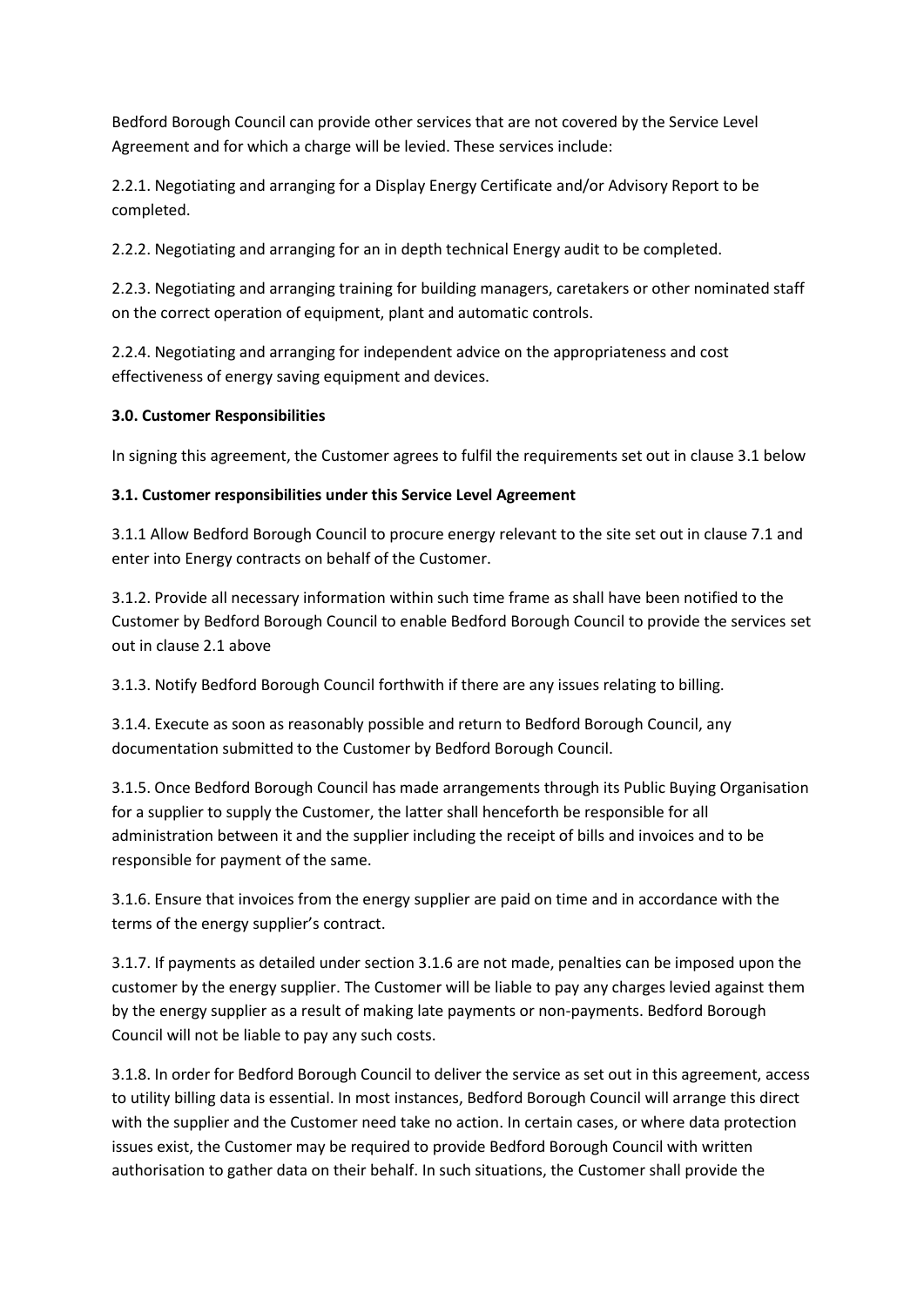Bedford Borough Council can provide other services that are not covered by the Service Level Agreement and for which a charge will be levied. These services include:

2.2.1. Negotiating and arranging for a Display Energy Certificate and/or Advisory Report to be completed.

2.2.2. Negotiating and arranging for an in depth technical Energy audit to be completed.

2.2.3. Negotiating and arranging training for building managers, caretakers or other nominated staff on the correct operation of equipment, plant and automatic controls.

2.2.4. Negotiating and arranging for independent advice on the appropriateness and cost effectiveness of energy saving equipment and devices.

**3.0. Customer Responsibilities**

In signing this agreement, the Customer agrees to fulfil the requirements set out in clause 3.1 below

**3.1. Customer responsibilities under this Service Level Agreement**

3.1.1 Allow Bedford Borough Council to procure energy relevant to the site set out in clause 7.1 and enter into Energy contracts on behalf of the Customer.

3.1.2. Provide all necessary information within such time frame as shall have been notified to the Customer by Bedford Borough Council to enable Bedford Borough Council to provide the services set out in clause 2.1 above

3.1.3. Notify Bedford Borough Council forthwith if there are any issues relating to billing.

3.1.4. Execute as soon as reasonably possible and return to Bedford Borough Council, any documentation submitted to the Customer by Bedford Borough Council.

3.1.5. Once Bedford Borough Council has made arrangements through its Public Buying Organisation for a supplier to supply the Customer, the latter shall henceforth be responsible for all administration between it and the supplier including the receipt of bills and invoices and to be responsible for payment of the same.

3.1.6. Ensure that invoices from the energy supplier are paid on time and in accordance with the terms of the energy supplier's contract.

3.1.7. If payments as detailed under section 3.1.6 are not made, penalties can be imposed upon the customer by the energy supplier. The Customer will be liable to pay any charges levied against them by the energy supplier as a result of making late payments or non-payments. Bedford Borough Council will not be liable to pay any such costs.

3.1.8. In order for Bedford Borough Council to deliver the service as set out in this agreement, access to utility billing data is essential. In most instances, Bedford Borough Council will arrange this direct with the supplier and the Customer need take no action. In certain cases, or where data protection issues exist, the Customer may be required to provide Bedford Borough Council with written authorisation to gather data on their behalf. In such situations, the Customer shall provide the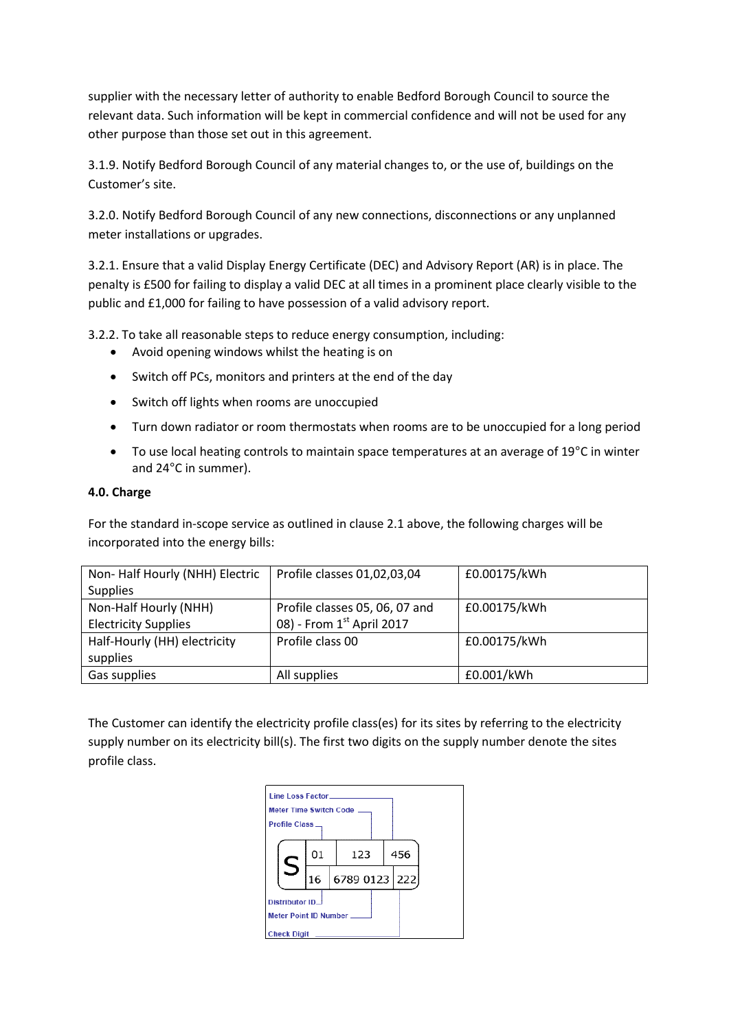supplier with the necessary letter of authority to enable Bedford Borough Council to source the relevant data. Such information will be kept in commercial confidence and will not be used for any other purpose than those set out in this agreement.

3.1.9. Notify Bedford Borough Council of any material changes to, or the use of, buildings on the Customer's site.

3.2.0. Notify Bedford Borough Council of any new connections, disconnections or any unplanned meter installations or upgrades.

3.2.1. Ensure that a valid Display Energy Certificate (DEC) and Advisory Report (AR) is in place. The penalty is £500 for failing to display a valid DEC at all times in a prominent place clearly visible to the public and £1,000 for failing to have possession of a valid advisory report.

3.2.2. To take all reasonable steps to reduce energy consumption, including:

- Avoid opening windows whilst the heating is on
- Switch off PCs, monitors and printers at the end of the day
- Switch off lights when rooms are unoccupied
- Turn down radiator or room thermostats when rooms are to be unoccupied for a long period
- To use local heating controls to maintain space temperatures at an average of 19°C in winter and 24°C in summer).

**4.0. Charge**

For the standard in-scope service as outlined in clause 2.1 above, the following charges will be incorporated into the energy bills:

| | | |
|---|---|---|
| Non- Half Hourly (NHH) Electric Supplies | Profile classes 01,02,03,04 | £0.00175/kWh |
| Non-Half Hourly (NHH) Electricity Supplies | Profile classes 05, 06, 07 and 08) - From 1st April 2017 | £0.00175/kWh |
| Half-Hourly (HH) electricity supplies | Profile class 00 | £0.00175/kWh |
| Gas supplies | All supplies | £0.001/kWh |

The Customer can identify the electricity profile class(es) for its sites by referring to the electricity supply number on its electricity bill(s). The first two digits on the supply number denote the sites profile class.

Line Loss Factor
Meter Time Switch Code
Profile Class

| S | 01 | 123 | 456 |
|---|---|---|---|
| | 16 | 6789 0123 | 222 |

Distributor ID
Meter Point ID Number
Check Digit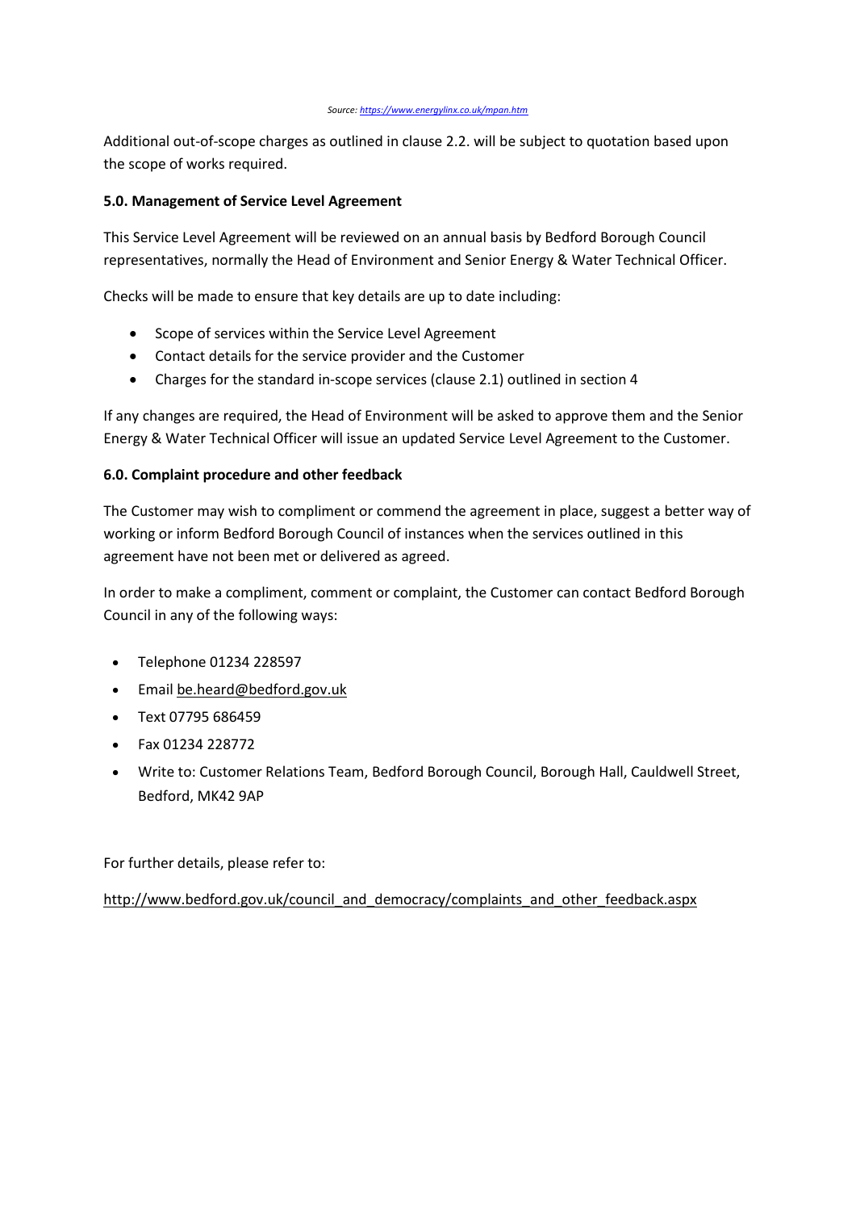*Source: https://www.energylinx.co.uk/mpan.htm*

Additional out-of-scope charges as outlined in clause 2.2. will be subject to quotation based upon the scope of works required.

**5.0. Management of Service Level Agreement**

This Service Level Agreement will be reviewed on an annual basis by Bedford Borough Council representatives, normally the Head of Environment and Senior Energy & Water Technical Officer.

Checks will be made to ensure that key details are up to date including:

- Scope of services within the Service Level Agreement
- Contact details for the service provider and the Customer
- Charges for the standard in-scope services (clause 2.1) outlined in section 4

If any changes are required, the Head of Environment will be asked to approve them and the Senior Energy & Water Technical Officer will issue an updated Service Level Agreement to the Customer.

**6.0. Complaint procedure and other feedback**

The Customer may wish to compliment or commend the agreement in place, suggest a better way of working or inform Bedford Borough Council of instances when the services outlined in this agreement have not been met or delivered as agreed.

In order to make a compliment, comment or complaint, the Customer can contact Bedford Borough Council in any of the following ways:

- Telephone 01234 228597
- Email be.heard@bedford.gov.uk
- Text 07795 686459
- Fax 01234 228772
- Write to: Customer Relations Team, Bedford Borough Council, Borough Hall, Cauldwell Street, Bedford, MK42 9AP

For further details, please refer to:

http://www.bedford.gov.uk/council_and_democracy/complaints_and_other_feedback.aspx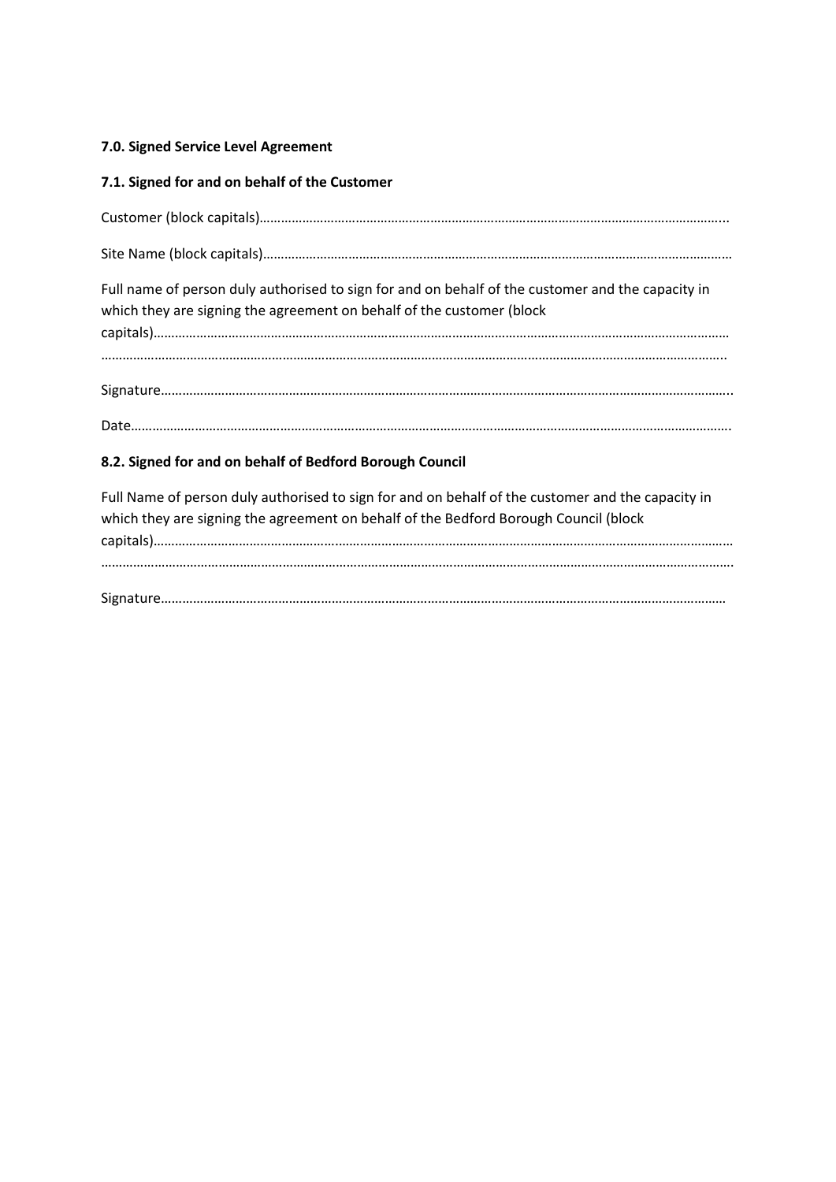**7.0. Signed Service Level Agreement**

**7.1. Signed for and on behalf of the Customer**

Customer (block capitals)……………………………………………………………………………………………………………...

Site Name (block capitals)……………………………………………………………………………………………………………

Full name of person duly authorised to sign for and on behalf of the customer and the capacity in which they are signing the agreement on behalf of the customer (block capitals)……………………………………………………………………………………………………………………………………………
…………………………………………………………………………………………………………………………………………………..

Signature……………………………………………………………………………………………………………………………………..

Date……………………………………………………………………………………………………………………………………………..

**8.2. Signed for and on behalf of Bedford Borough Council**

Full Name of person duly authorised to sign for and on behalf of the customer and the capacity in which they are signing the agreement on behalf of the Bedford Borough Council (block capitals)……………………………………………………………………………………………………………………………………………
…………………………………………………………………………………………………………………………………………………….

Signature……………………………………………………………………………………………………………………………………